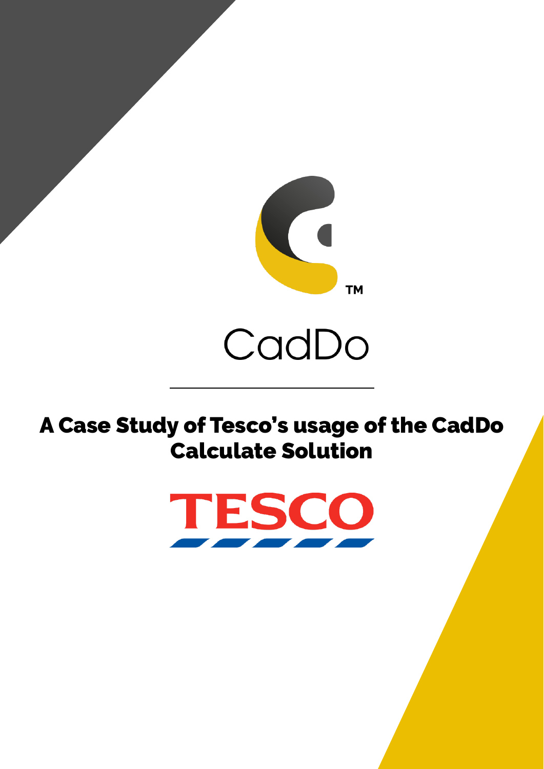CadDo

# A Case Study of Tesco's usage of the CadDo Calculate Solution

TESCO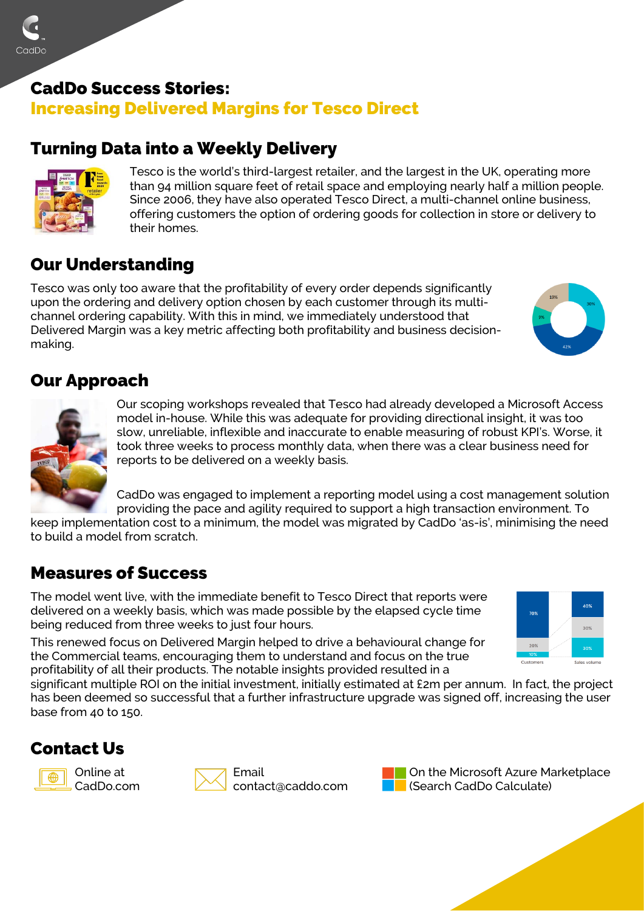# CadDo Success Stories:
## Increasing Delivered Margins for Tesco Direct

## Turning Data into a Weekly Delivery

Tesco is the world's third-largest retailer, and the largest in the UK, operating more than 94 million square feet of retail space and employing nearly half a million people. Since 2006, they have also operated Tesco Direct, a multi-channel online business, offering customers the option of ordering goods for collection in store or delivery to their homes.

## Our Understanding

Tesco was only too aware that the profitability of every order depends significantly upon the ordering and delivery option chosen by each customer through its multi-channel ordering capability. With this in mind, we immediately understood that Delivered Margin was a key metric affecting both profitability and business decision-making.

19%
30%
9%
42%

## Our Approach

Our scoping workshops revealed that Tesco had already developed a Microsoft Access model in-house. While this was adequate for providing directional insight, it was too slow, unreliable, inflexible and inaccurate to enable measuring of robust KPI's. Worse, it took three weeks to process monthly data, when there was a clear business need for reports to be delivered on a weekly basis.

CadDo was engaged to implement a reporting model using a cost management solution providing the pace and agility required to support a high transaction environment. To keep implementation cost to a minimum, the model was migrated by CadDo 'as-is', minimising the need to build a model from scratch.

## Measures of Success

The model went live, with the immediate benefit to Tesco Direct that reports were delivered on a weekly basis, which was made possible by the elapsed cycle time being reduced from three weeks to just four hours.

70%
20%
10%
Customers
40%
30%
30%
Sales volume

This renewed focus on Delivered Margin helped to drive a behavioural change for the Commercial teams, encouraging them to understand and focus on the true profitability of all their products. The notable insights provided resulted in a significant multiple ROI on the initial investment, initially estimated at £2m per annum. In fact, the project has been deemed so successful that a further infrastructure upgrade was signed off, increasing the user base from 40 to 150.

## Contact Us

Online at CadDo.com

Email contact@caddo.com

On the Microsoft Azure Marketplace (Search CadDo Calculate)